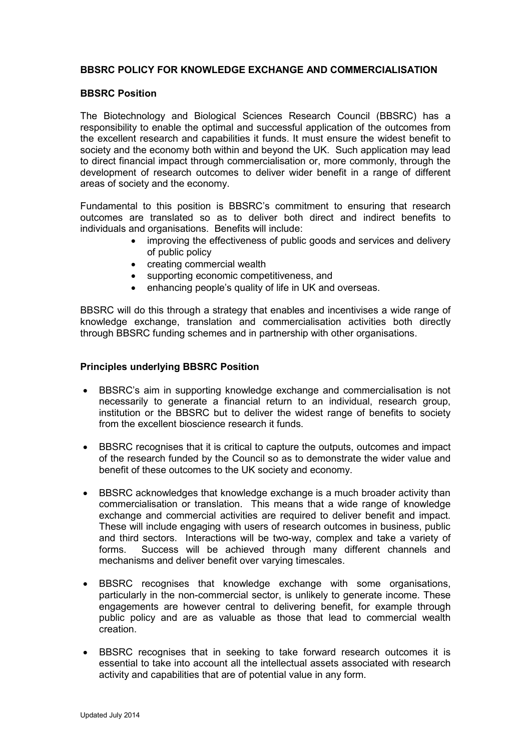# BBSRC POLICY FOR KNOWLEDGE EXCHANGE AND COMMERCIALISATION

## BBSRC Position

The Biotechnology and Biological Sciences Research Council (BBSRC) has a responsibility to enable the optimal and successful application of the outcomes from the excellent research and capabilities it funds. It must ensure the widest benefit to society and the economy both within and beyond the UK. Such application may lead to direct financial impact through commercialisation or, more commonly, through the development of research outcomes to deliver wider benefit in a range of different areas of society and the economy.

Fundamental to this position is BBSRC's commitment to ensuring that research outcomes are translated so as to deliver both direct and indirect benefits to individuals and organisations. Benefits will include:

- improving the effectiveness of public goods and services and delivery of public policy
- creating commercial wealth
- supporting economic competitiveness, and
- enhancing people's quality of life in UK and overseas.

BBSRC will do this through a strategy that enables and incentivises a wide range of knowledge exchange, translation and commercialisation activities both directly through BBSRC funding schemes and in partnership with other organisations.

## Principles underlying BBSRC Position

- BBSRC's aim in supporting knowledge exchange and commercialisation is not necessarily to generate a financial return to an individual, research group, institution or the BBSRC but to deliver the widest range of benefits to society from the excellent bioscience research it funds.
- BBSRC recognises that it is critical to capture the outputs, outcomes and impact of the research funded by the Council so as to demonstrate the wider value and benefit of these outcomes to the UK society and economy.
- BBSRC acknowledges that knowledge exchange is a much broader activity than commercialisation or translation. This means that a wide range of knowledge exchange and commercial activities are required to deliver benefit and impact. These will include engaging with users of research outcomes in business, public and third sectors. Interactions will be two-way, complex and take a variety of forms. Success will be achieved through many different channels and mechanisms and deliver benefit over varying timescales.
- BBSRC recognises that knowledge exchange with some organisations, particularly in the non-commercial sector, is unlikely to generate income. These engagements are however central to delivering benefit, for example through public policy and are as valuable as those that lead to commercial wealth creation.
- BBSRC recognises that in seeking to take forward research outcomes it is essential to take into account all the intellectual assets associated with research activity and capabilities that are of potential value in any form.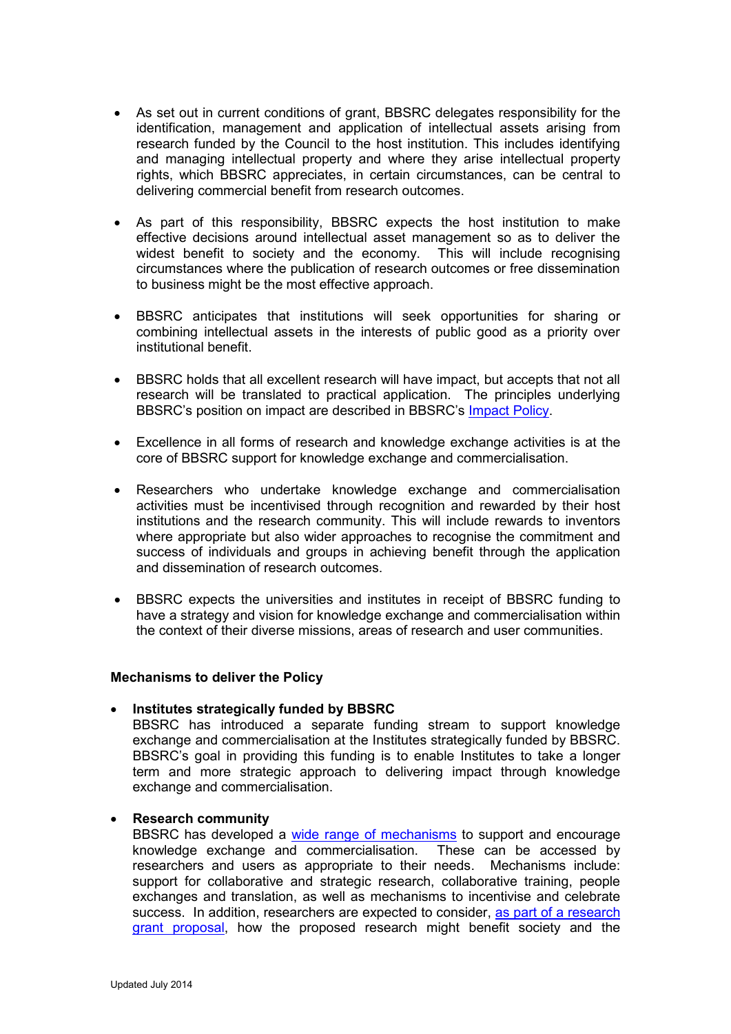- As set out in current conditions of grant, BBSRC delegates responsibility for the identification, management and application of intellectual assets arising from research funded by the Council to the host institution. This includes identifying and managing intellectual property and where they arise intellectual property rights, which BBSRC appreciates, in certain circumstances, can be central to delivering commercial benefit from research outcomes.

- As part of this responsibility, BBSRC expects the host institution to make effective decisions around intellectual asset management so as to deliver the widest benefit to society and the economy. This will include recognising circumstances where the publication of research outcomes or free dissemination to business might be the most effective approach.

- BBSRC anticipates that institutions will seek opportunities for sharing or combining intellectual assets in the interests of public good as a priority over institutional benefit.

- BBSRC holds that all excellent research will have impact, but accepts that not all research will be translated to practical application. The principles underlying BBSRC's position on impact are described in BBSRC's Impact Policy.

- Excellence in all forms of research and knowledge exchange activities is at the core of BBSRC support for knowledge exchange and commercialisation.

- Researchers who undertake knowledge exchange and commercialisation activities must be incentivised through recognition and rewarded by their host institutions and the research community. This will include rewards to inventors where appropriate but also wider approaches to recognise the commitment and success of individuals and groups in achieving benefit through the application and dissemination of research outcomes.

- BBSRC expects the universities and institutes in receipt of BBSRC funding to have a strategy and vision for knowledge exchange and commercialisation within the context of their diverse missions, areas of research and user communities.

**Mechanisms to deliver the Policy**

- **Institutes strategically funded by BBSRC**
  BBSRC has introduced a separate funding stream to support knowledge exchange and commercialisation at the Institutes strategically funded by BBSRC. BBSRC's goal in providing this funding is to enable Institutes to take a longer term and more strategic approach to delivering impact through knowledge exchange and commercialisation.

- **Research community**
  BBSRC has developed a wide range of mechanisms to support and encourage knowledge exchange and commercialisation. These can be accessed by researchers and users as appropriate to their needs. Mechanisms include: support for collaborative and strategic research, collaborative training, people exchanges and translation, as well as mechanisms to incentivise and celebrate success. In addition, researchers are expected to consider, as part of a research grant proposal, how the proposed research might benefit society and the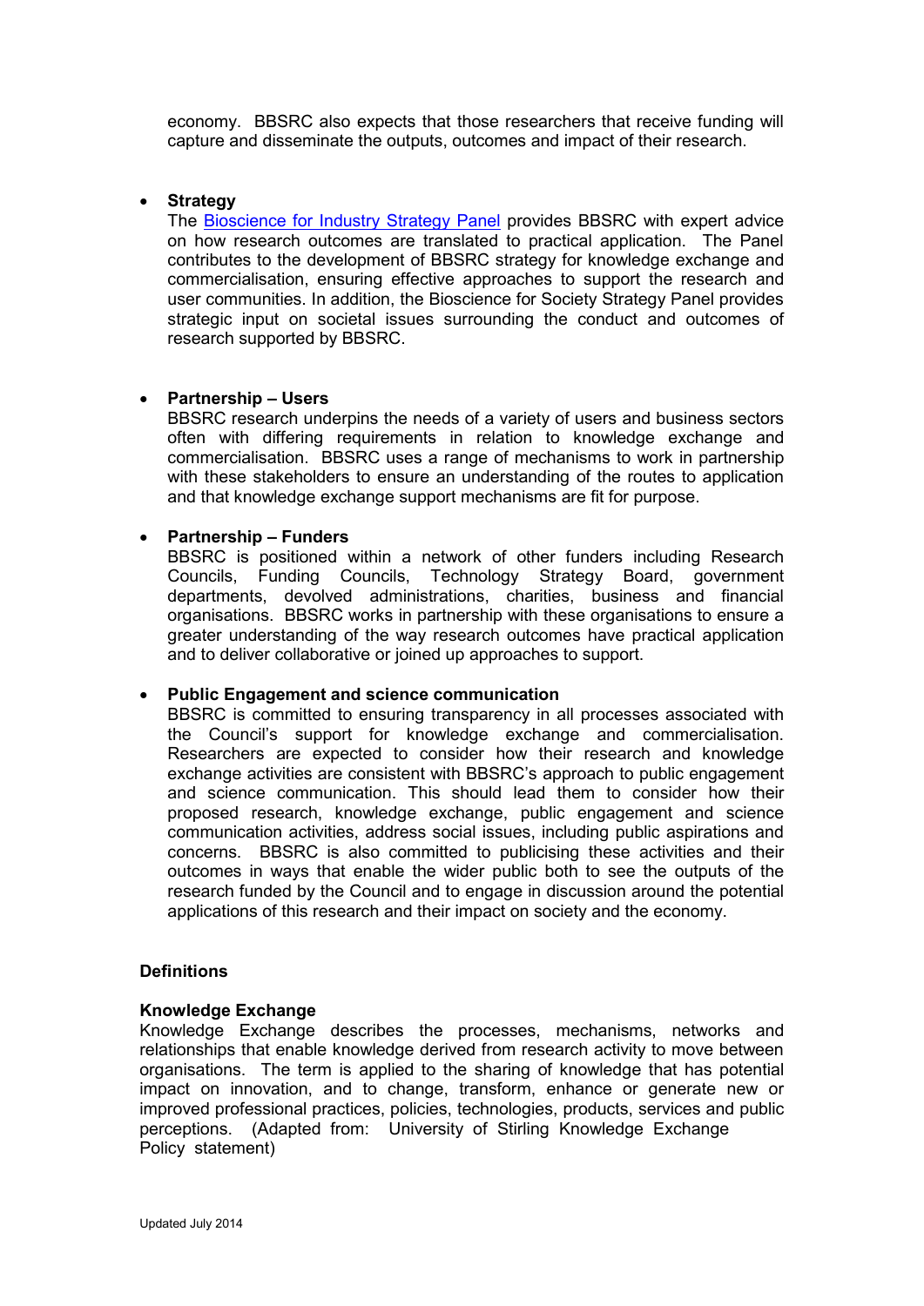economy. BBSRC also expects that those researchers that receive funding will capture and disseminate the outputs, outcomes and impact of their research.

- **Strategy**
  The Bioscience for Industry Strategy Panel provides BBSRC with expert advice on how research outcomes are translated to practical application. The Panel contributes to the development of BBSRC strategy for knowledge exchange and commercialisation, ensuring effective approaches to support the research and user communities. In addition, the Bioscience for Society Strategy Panel provides strategic input on societal issues surrounding the conduct and outcomes of research supported by BBSRC.

- **Partnership – Users**
  BBSRC research underpins the needs of a variety of users and business sectors often with differing requirements in relation to knowledge exchange and commercialisation. BBSRC uses a range of mechanisms to work in partnership with these stakeholders to ensure an understanding of the routes to application and that knowledge exchange support mechanisms are fit for purpose.

- **Partnership – Funders**
  BBSRC is positioned within a network of other funders including Research Councils, Funding Councils, Technology Strategy Board, government departments, devolved administrations, charities, business and financial organisations. BBSRC works in partnership with these organisations to ensure a greater understanding of the way research outcomes have practical application and to deliver collaborative or joined up approaches to support.

- **Public Engagement and science communication**
  BBSRC is committed to ensuring transparency in all processes associated with the Council's support for knowledge exchange and commercialisation. Researchers are expected to consider how their research and knowledge exchange activities are consistent with BBSRC's approach to public engagement and science communication. This should lead them to consider how their proposed research, knowledge exchange, public engagement and science communication activities, address social issues, including public aspirations and concerns. BBSRC is also committed to publicising these activities and their outcomes in ways that enable the wider public both to see the outputs of the research funded by the Council and to engage in discussion around the potential applications of this research and their impact on society and the economy.

## Definitions

### Knowledge Exchange

Knowledge Exchange describes the processes, mechanisms, networks and relationships that enable knowledge derived from research activity to move between organisations. The term is applied to the sharing of knowledge that has potential impact on innovation, and to change, transform, enhance or generate new or improved professional practices, policies, technologies, products, services and public perceptions. (Adapted from: University of Stirling Knowledge Exchange Policy statement)

Updated July 2014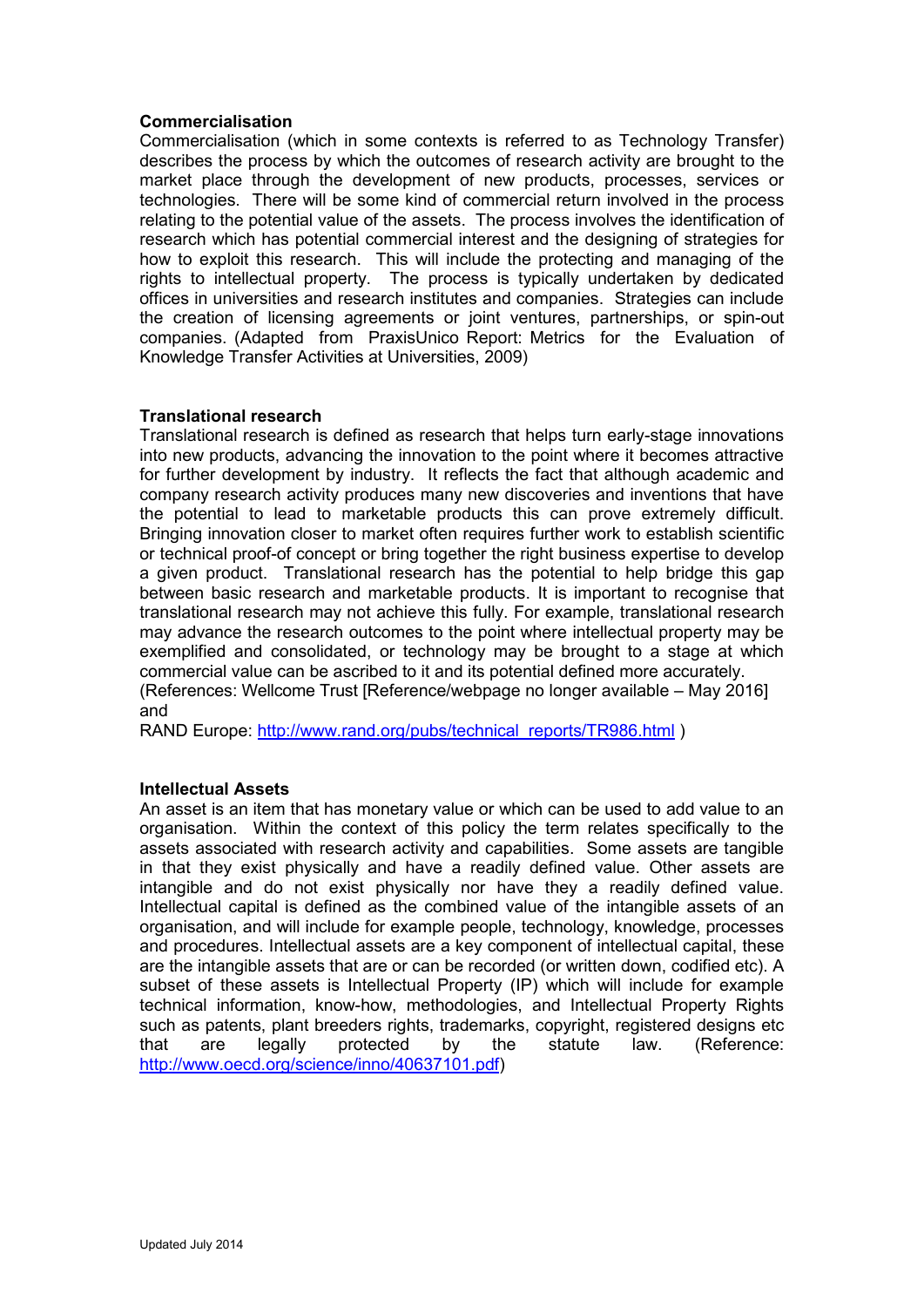**Commercialisation**

Commercialisation (which in some contexts is referred to as Technology Transfer) describes the process by which the outcomes of research activity are brought to the market place through the development of new products, processes, services or technologies. There will be some kind of commercial return involved in the process relating to the potential value of the assets. The process involves the identification of research which has potential commercial interest and the designing of strategies for how to exploit this research. This will include the protecting and managing of the rights to intellectual property. The process is typically undertaken by dedicated offices in universities and research institutes and companies. Strategies can include the creation of licensing agreements or joint ventures, partnerships, or spin-out companies. (Adapted from PraxisUnico Report: Metrics for the Evaluation of Knowledge Transfer Activities at Universities, 2009)

**Translational research**

Translational research is defined as research that helps turn early-stage innovations into new products, advancing the innovation to the point where it becomes attractive for further development by industry. It reflects the fact that although academic and company research activity produces many new discoveries and inventions that have the potential to lead to marketable products this can prove extremely difficult. Bringing innovation closer to market often requires further work to establish scientific or technical proof-of concept or bring together the right business expertise to develop a given product. Translational research has the potential to help bridge this gap between basic research and marketable products. It is important to recognise that translational research may not achieve this fully. For example, translational research may advance the research outcomes to the point where intellectual property may be exemplified and consolidated, or technology may be brought to a stage at which commercial value can be ascribed to it and its potential defined more accurately.
(References: Wellcome Trust [Reference/webpage no longer available – May 2016] and
RAND Europe: http://www.rand.org/pubs/technical_reports/TR986.html )

**Intellectual Assets**

An asset is an item that has monetary value or which can be used to add value to an organisation. Within the context of this policy the term relates specifically to the assets associated with research activity and capabilities. Some assets are tangible in that they exist physically and have a readily defined value. Other assets are intangible and do not exist physically nor have they a readily defined value. Intellectual capital is defined as the combined value of the intangible assets of an organisation, and will include for example people, technology, knowledge, processes and procedures. Intellectual assets are a key component of intellectual capital, these are the intangible assets that are or can be recorded (or written down, codified etc). A subset of these assets is Intellectual Property (IP) which will include for example technical information, know-how, methodologies, and Intellectual Property Rights such as patents, plant breeders rights, trademarks, copyright, registered designs etc that are legally protected by the statute law. (Reference: http://www.oecd.org/science/inno/40637101.pdf)

Updated July 2014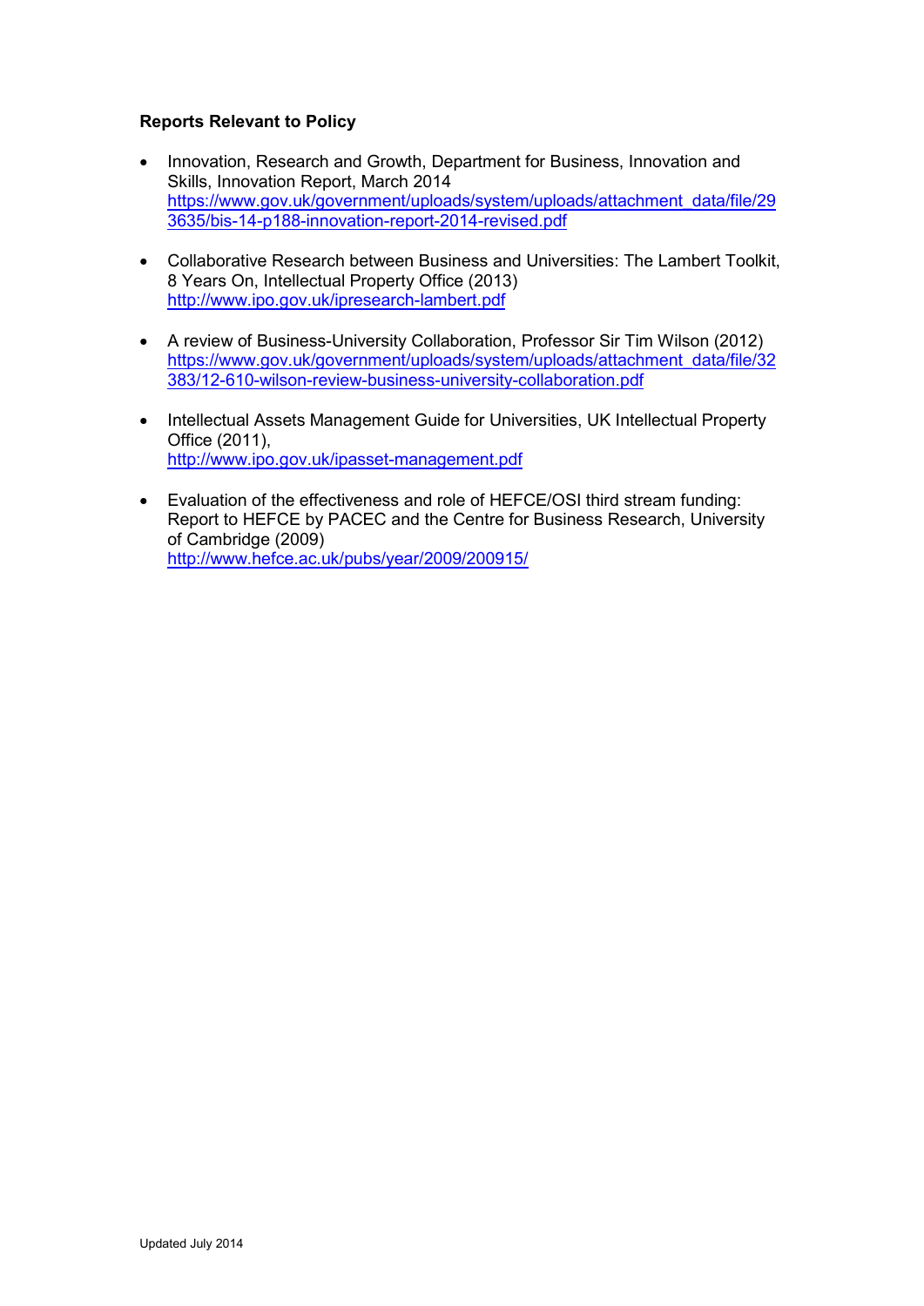**Reports Relevant to Policy**

- Innovation, Research and Growth, Department for Business, Innovation and Skills, Innovation Report, March 2014
  https://www.gov.uk/government/uploads/system/uploads/attachment_data/file/293635/bis-14-p188-innovation-report-2014-revised.pdf

- Collaborative Research between Business and Universities: The Lambert Toolkit, 8 Years On, Intellectual Property Office (2013)
  http://www.ipo.gov.uk/ipresearch-lambert.pdf

- A review of Business-University Collaboration, Professor Sir Tim Wilson (2012)
  https://www.gov.uk/government/uploads/system/uploads/attachment_data/file/32383/12-610-wilson-review-business-university-collaboration.pdf

- Intellectual Assets Management Guide for Universities, UK Intellectual Property Office (2011),
  http://www.ipo.gov.uk/ipasset-management.pdf

- Evaluation of the effectiveness and role of HEFCE/OSI third stream funding: Report to HEFCE by PACEC and the Centre for Business Research, University of Cambridge (2009)
  http://www.hefce.ac.uk/pubs/year/2009/200915/

Updated July 2014